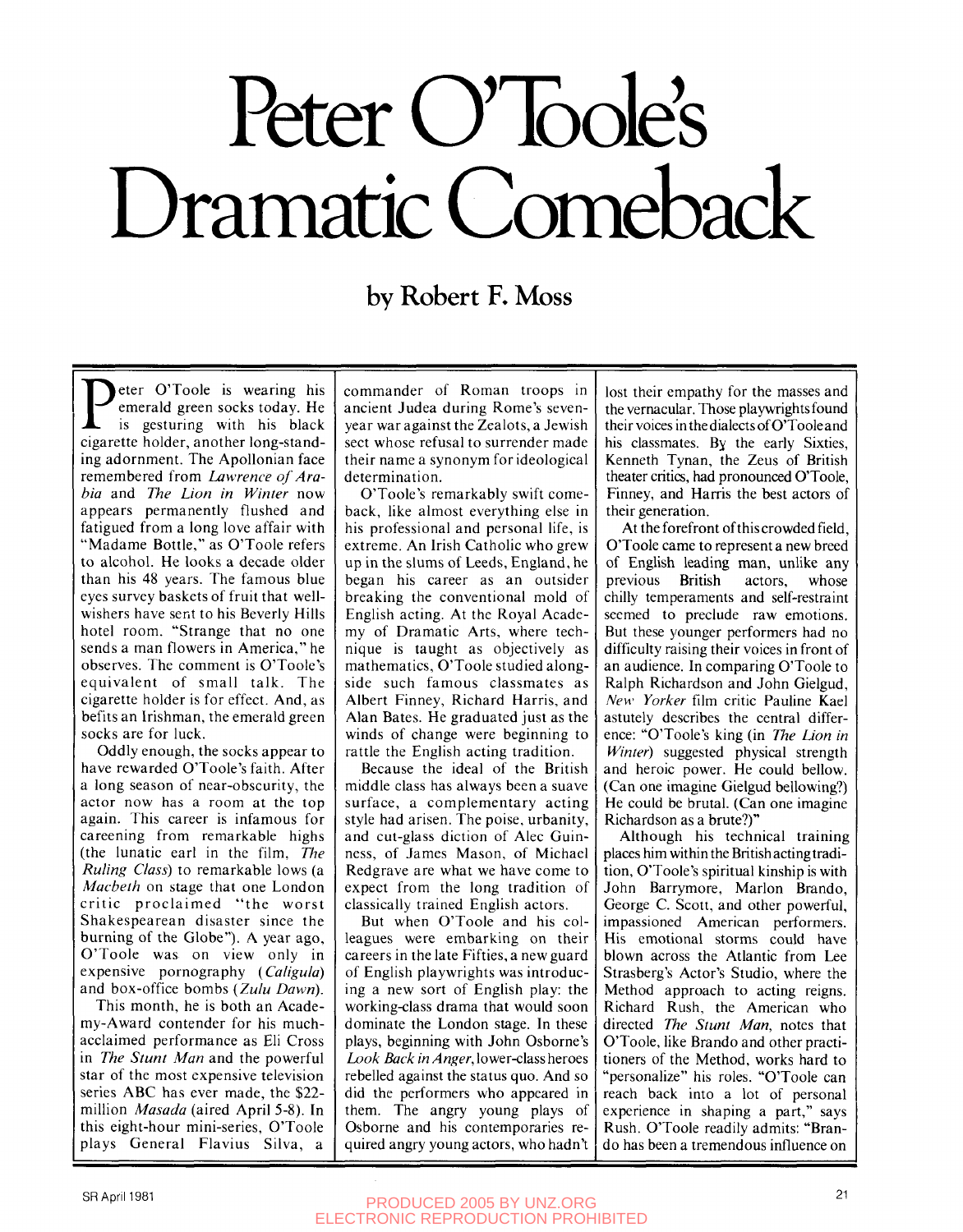# Peter O'Toole's Dramatic Comeback

### by Robert F. Moss

Peter O'Toole is wearing his emerald green socks today. He is gesturing with his black cigarette holder, another long-standing adornment. The Apollonian face remembered from *Lawrence of Arabia* and *The Lion in Winter* now appears permanently flushed and fatigued from a long love affair with "Madame Bottle," as O'Toole refers to alcohol. He looks a decade older than his 48 years. The famous blue eyes survey baskets of fruit that well-wishers have sent to his Beverly Hills hotel room. "Strange that no one sends a man flowers in America," he observes. The comment is O'Toole's equivalent of small talk. The cigarette holder is for effect. And, as befits an Irishman, the emerald green socks are for luck.

Oddly enough, the socks appear to have rewarded O'Toole's faith. After a long season of near-obscurity, the actor now has a room at the top again. This career is infamous for careening from remarkable highs (the lunatic earl in the film, *The Ruling Class*) to remarkable lows (a *Macbeth* on stage that one London critic proclaimed "the worst Shakespearean disaster since the burning of the Globe"). A year ago, O'Toole was on view only in expensive pornography (*Caligula*) and box-office bombs (*Zulu Dawn*).

This month, he is both an Academy-Award contender for his much-acclaimed performance as Eli Cross in *The Stunt Man* and the powerful star of the most expensive television series ABC has ever made, the $22-million *Masada* (aired April 5-8). In this eight-hour mini-series, O'Toole plays General Flavius Silva, a commander of Roman troops in ancient Judea during Rome's seven-year war against the Zealots, a Jewish sect whose refusal to surrender made their name a synonym for ideological determination.

O'Toole's remarkably swift comeback, like almost everything else in his professional and personal life, is extreme. An Irish Catholic who grew up in the slums of Leeds, England, he began his career as an outsider breaking the conventional mold of English acting. At the Royal Academy of Dramatic Arts, where technique is taught as objectively as mathematics, O'Toole studied alongside such famous classmates as Albert Finney, Richard Harris, and Alan Bates. He graduated just as the winds of change were beginning to rattle the English acting tradition.

Because the ideal of the British middle class has always been a suave surface, a complementary acting style had arisen. The poise, urbanity, and cut-glass diction of Alec Guinness, of James Mason, of Michael Redgrave are what we have come to expect from the long tradition of classically trained English actors.

But when O'Toole and his colleagues were embarking on their careers in the late Fifties, a new guard of English playwrights was introducing a new sort of English play: the working-class drama that would soon dominate the London stage. In these plays, beginning with John Osborne's *Look Back in Anger*, lower-class heroes rebelled against the status quo. And so did the performers who appeared in them. The angry young plays of Osborne and his contemporaries required angry young actors, who hadn't lost their empathy for the masses and the vernacular. Those playwrights found their voices in the dialects of O'Toole and his classmates. By the early Sixties, Kenneth Tynan, the Zeus of British theater critics, had pronounced O'Toole, Finney, and Harris the best actors of their generation.

At the forefront of this crowded field, O'Toole came to represent a new breed of English leading man, unlike any previous British actors, whose chilly temperaments and self-restraint seemed to preclude raw emotions. But these younger performers had no difficulty raising their voices in front of an audience. In comparing O'Toole to Ralph Richardson and John Gielgud, *New Yorker* film critic Pauline Kael astutely describes the central difference: "O'Toole's king (in *The Lion in Winter*) suggested physical strength and heroic power. He could bellow. (Can one imagine Gielgud bellowing?) He could be brutal. (Can one imagine Richardson as a brute?)"

Although his technical training places him within the British acting tradition, O'Toole's spiritual kinship is with John Barrymore, Marlon Brando, George C. Scott, and other powerful, impassioned American performers. His emotional storms could have blown across the Atlantic from Lee Strasberg's Actor's Studio, where the Method approach to acting reigns. Richard Rush, the American who directed *The Stunt Man*, notes that O'Toole, like Brando and other practitioners of the Method, works hard to "personalize" his roles. "O'Toole can reach back into a lot of personal experience in shaping a part," says Rush. O'Toole readily admits: "Brando has been a tremendous influence on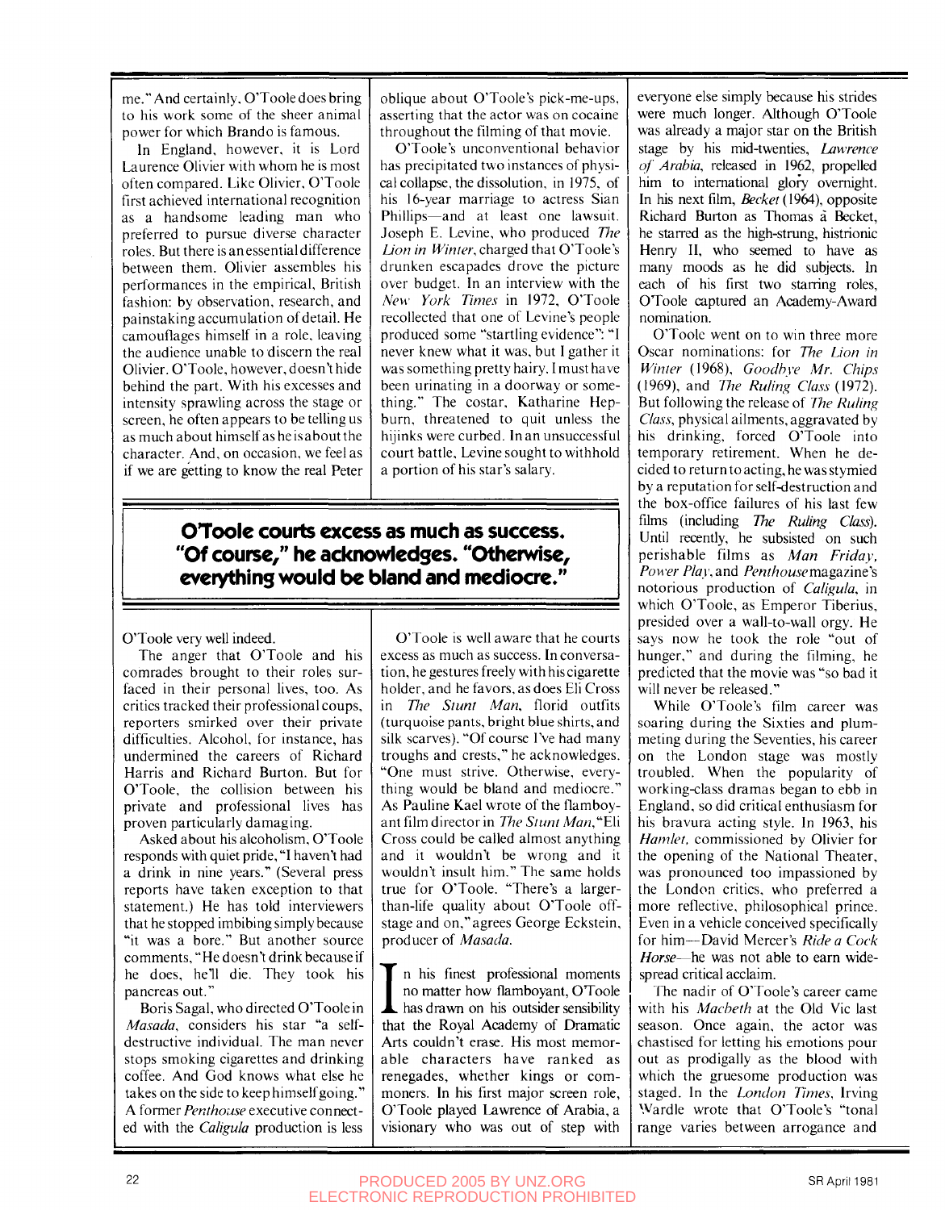me." And certainly, O'Toole does bring to his work some of the sheer animal power for which Brando is famous.

In England, however, it is Lord Laurence Olivier with whom he is most often compared. Like Olivier, O'Toole first achieved international recognition as a handsome leading man who preferred to pursue diverse character roles. But there is an essential difference between them. Olivier assembles his performances in the empirical, British fashion: by observation, research, and painstaking accumulation of detail. He camouflages himself in a role, leaving the audience unable to discern the real Olivier. O'Toole, however, doesn't hide behind the part. With his excesses and intensity sprawling across the stage or screen, he often appears to be telling us as much about himself as he is about the character. And, on occasion, we feel as if we are getting to know the real Peter O'Toole very well indeed.

The anger that O'Toole and his comrades brought to their roles surfaced in their personal lives, too. As critics tracked their professional coups, reporters smirked over their private difficulties. Alcohol, for instance, has undermined the careers of Richard Harris and Richard Burton. But for O'Toole, the collision between his private and professional lives has proven particularly damaging.

Asked about his alcoholism, O'Toole responds with quiet pride, "I haven't had a drink in nine years." (Several press reports have taken exception to that statement.) He has told interviewers that he stopped imbibing simply because "it was a bore." But another source comments, "He doesn't drink because if he does, he'll die. They took his pancreas out."

Boris Sagal, who directed O'Toole in *Masada*, considers his star "a self-destructive individual. The man never stops smoking cigarettes and drinking coffee. And God knows what else he takes on the side to keep himself going." A former *Penthouse* executive connected with the *Caligula* production is less oblique about O'Toole's pick-me-ups, asserting that the actor was on cocaine throughout the filming of that movie.

O'Toole's unconventional behavior has precipitated two instances of physical collapse, the dissolution, in 1975, of his 16-year marriage to actress Sian Phillips—and at least one lawsuit. Joseph E. Levine, who produced *The Lion in Winter*, charged that O'Toole's drunken escapades drove the picture over budget. In an interview with the *New York Times* in 1972, O'Toole recollected that one of Levine's people produced some "startling evidence": "I never knew what it was, but I gather it was something pretty hairy. I must have been urinating in a doorway or something." The costar, Katharine Hepburn, threatened to quit unless the hijinks were curbed. In an unsuccessful court battle, Levine sought to withhold a portion of his star's salary.

**O'Toole courts excess as much as success. "Of course," he acknowledges. "Otherwise, everything would be bland and mediocre."**

O'Toole is well aware that he courts excess as much as success. In conversation, he gestures freely with his cigarette holder, and he favors, as does Eli Cross in *The Stunt Man*, florid outfits (turquoise pants, bright blue shirts, and silk scarves). "Of course I've had many troughs and crests," he acknowledges. "One must strive. Otherwise, everything would be bland and mediocre." As Pauline Kael wrote of the flamboyant film director in *The Stunt Man*, "Eli Cross could be called almost anything and it wouldn't be wrong and it wouldn't insult him." The same holds true for O'Toole. "There's a larger-than-life quality about O'Toole off-stage and on," agrees George Eckstein, producer of *Masada*.

In his finest professional moments no matter how flamboyant, O'Toole has drawn on his outsider sensibility that the Royal Academy of Dramatic Arts couldn't erase. His most memorable characters have ranked as renegades, whether kings or commoners. In his first major screen role, O'Toole played Lawrence of Arabia, a visionary who was out of step with everyone else simply because his strides were much longer. Although O'Toole was already a major star on the British stage by his mid-twenties, *Lawrence of Arabia*, released in 1962, propelled him to international glory overnight. In his next film, *Becket* (1964), opposite Richard Burton as Thomas à Becket, he starred as the high-strung, histrionic Henry II, who seemed to have as many moods as he did subjects. In each of his first two starring roles, O'Toole captured an Academy-Award nomination.

O'Toole went on to win three more Oscar nominations: for *The Lion in Winter* (1968), *Goodbye Mr. Chips* (1969), and *The Ruling Class* (1972). But following the release of *The Ruling Class*, physical ailments, aggravated by his drinking, forced O'Toole into temporary retirement. When he decided to return to acting, he was stymied by a reputation for self-destruction and the box-office failures of his last few films (including *The Ruling Class*). Until recently, he subsisted on such perishable films as *Man Friday*, *Power Play*, and *Penthouse* magazine's notorious production of *Caligula*, in which O'Toole, as Emperor Tiberius, presided over a wall-to-wall orgy. He says now he took the role "out of hunger," and during the filming, he predicted that the movie was "so bad it will never be released."

While O'Toole's film career was soaring during the Sixties and plummeting during the Seventies, his career on the London stage was mostly troubled. When the popularity of working-class dramas began to ebb in England, so did critical enthusiasm for his bravura acting style. In 1963, his *Hamlet*, commissioned by Olivier for the opening of the National Theater, was pronounced too impassioned by the London critics, who preferred a more reflective, philosophical prince. Even in a vehicle conceived specifically for him—David Mercer's *Ride a Cock Horse*—he was not able to earn widespread critical acclaim.

The nadir of O'Toole's career came with his *Macbeth* at the Old Vic last season. Once again, the actor was chastised for letting his emotions pour out as prodigally as the blood with which the gruesome production was staged. In the *London Times*, Irving Wardle wrote that O'Toole's "tonal range varies between arrogance and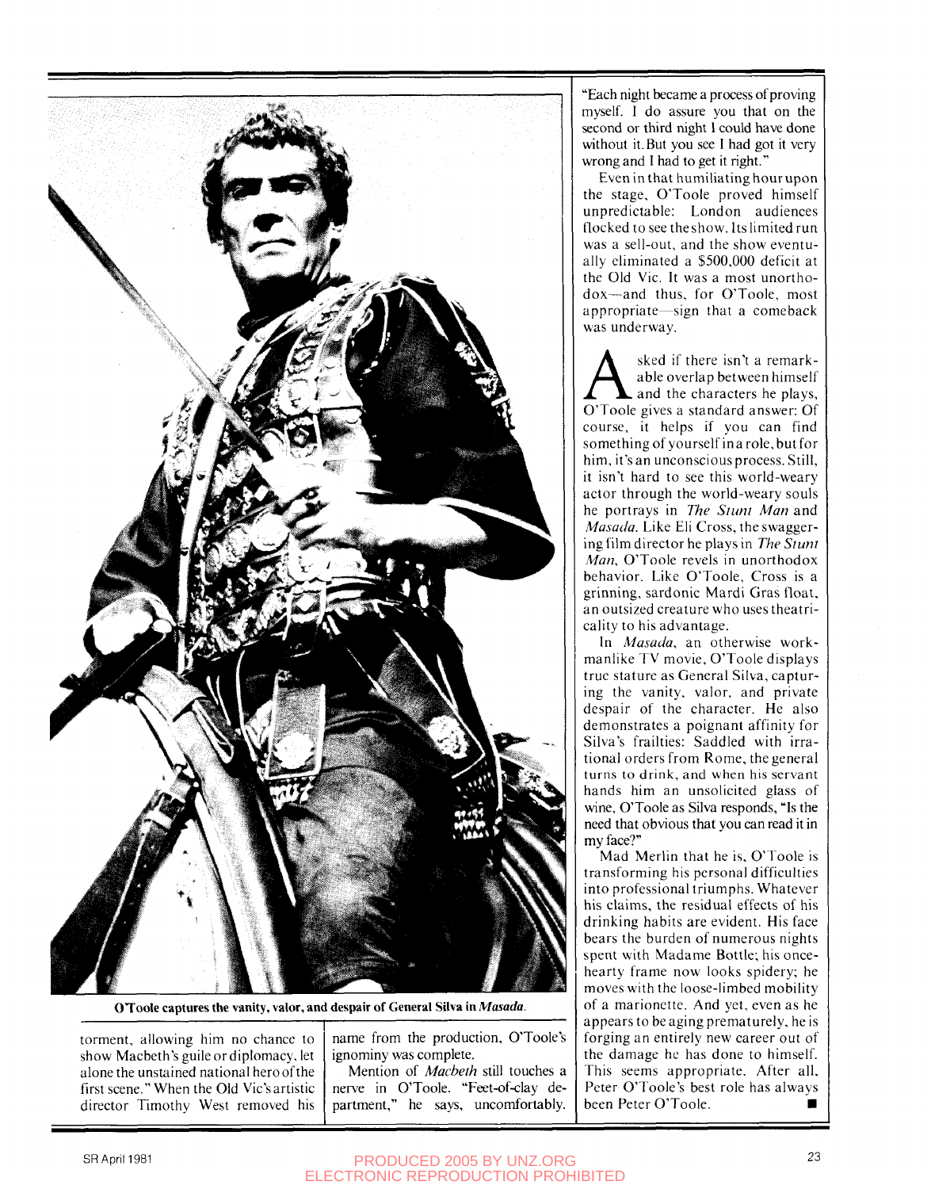torment, allowing him no chance to show Macbeth's guile or diplomacy, let alone the unstained national hero of the first scene." When the Old Vic's artistic director Timothy West removed his name from the production, O'Toole's ignominy was complete.

Mention of *Macbeth* still touches a nerve in O'Toole. "Feet-of-clay department," he says, uncomfortably. "Each night became a process of proving myself. I do assure you that on the second or third night I could have done without it. But you see I had got it very wrong and I had to get it right."

Even in that humiliating hour upon the stage, O'Toole proved himself unpredictable: London audiences flocked to see the show. Its limited run was a sell-out, and the show eventually eliminated a $500,000 deficit at the Old Vic. It was a most unorthodox—and thus, for O'Toole, most appropriate—sign that a comeback was underway.

Asked if there isn't a remarkable overlap between himself and the characters he plays, O'Toole gives a standard answer: Of course, it helps if you can find something of yourself in a role, but for him, it's an unconscious process. Still, it isn't hard to see this world-weary actor through the world-weary souls he portrays in *The Stunt Man* and *Masada*. Like Eli Cross, the swaggering film director he plays in *The Stunt Man*, O'Toole revels in unorthodox behavior. Like O'Toole, Cross is a grinning, sardonic Mardi Gras float, an outsized creature who uses theatricality to his advantage.

In *Masada*, an otherwise workmanlike TV movie, O'Toole displays true stature as General Silva, capturing the vanity, valor, and private despair of the character. He also demonstrates a poignant affinity for Silva's frailties: Saddled with irrational orders from Rome, the general turns to drink, and when his servant hands him an unsolicited glass of wine, O'Toole as Silva responds, "Is the need that obvious that you can read it in my face?"

Mad Merlin that he is, O'Toole is transforming his personal difficulties into professional triumphs. Whatever his claims, the residual effects of his drinking habits are evident. His face bears the burden of numerous nights spent with Madame Bottle; his once-hearty frame now looks spidery; he moves with the loose-limbed mobility of a marionette. And yet, even as he appears to be aging prematurely, he is forging an entirely new career out of the damage he has done to himself. This seems appropriate. After all, Peter O'Toole's best role has always been Peter O'Toole. ■

**O'Toole captures the vanity, valor, and despair of General Silva in *Masada*.**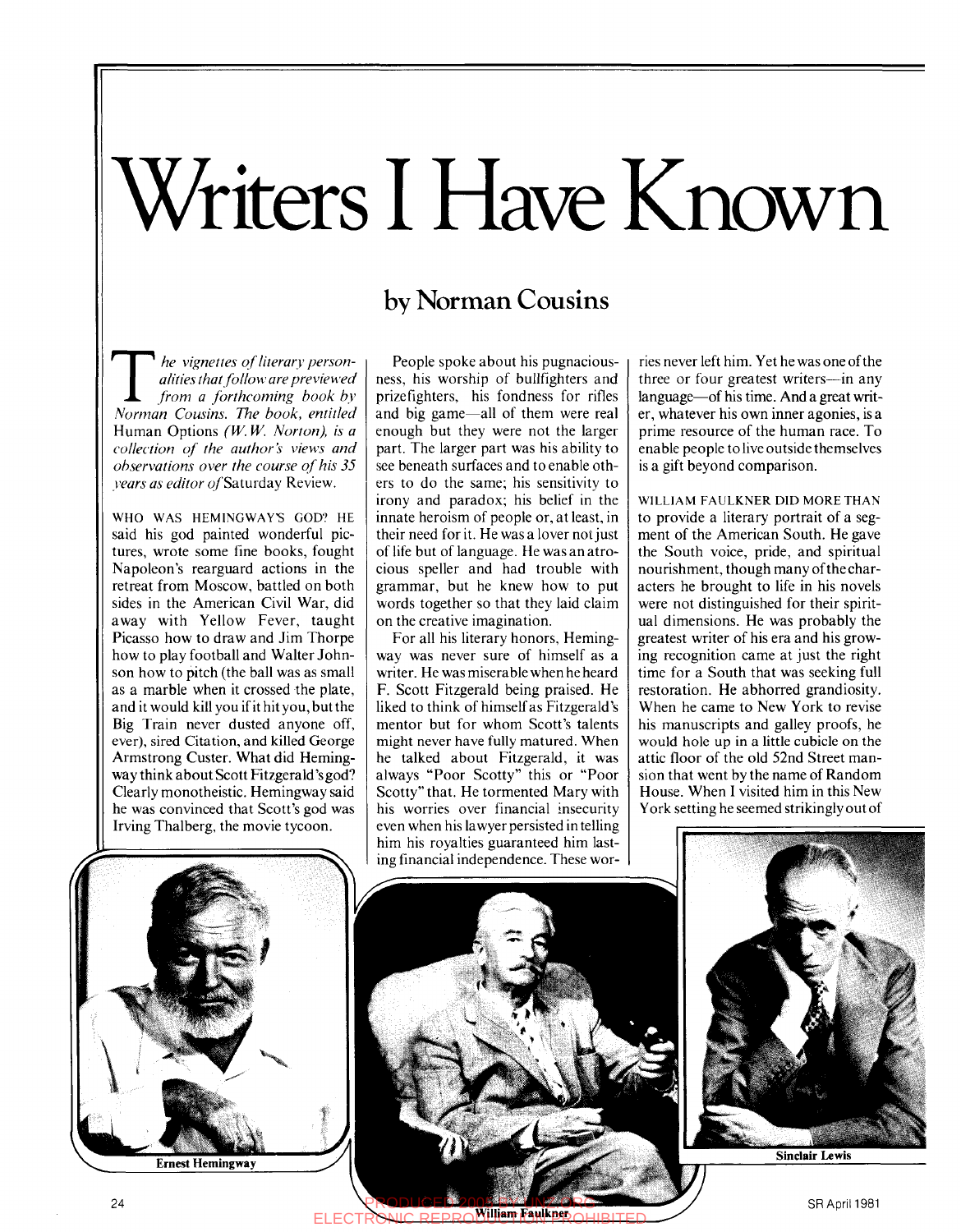# Writers I Have Known

## by Norman Cousins

*The vignettes of literary personalities that follow are previewed from a forthcoming book by Norman Cousins. The book, entitled* Human Options *(W.W. Norton), is a collection of the author's views and observations over the course of his 35 years as editor of* Saturday Review.

WHO WAS HEMINGWAY'S GOD? HE said his god painted wonderful pictures, wrote some fine books, fought Napoleon's rearguard actions in the retreat from Moscow, battled on both sides in the American Civil War, did away with Yellow Fever, taught Picasso how to draw and Jim Thorpe how to play football and Walter Johnson how to pitch (the ball was as small as a marble when it crossed the plate, and it would kill you if it hit you, but the Big Train never dusted anyone off, ever), sired Citation, and killed George Armstrong Custer. What did Hemingway think about Scott Fitzgerald's god? Clearly monotheistic. Hemingway said he was convinced that Scott's god was Irving Thalberg, the movie tycoon.

People spoke about his pugnaciousness, his worship of bullfighters and prizefighters, his fondness for rifles and big game—all of them were real enough but they were not the larger part. The larger part was his ability to see beneath surfaces and to enable others to do the same; his sensitivity to irony and paradox; his belief in the innate heroism of people or, at least, in their need for it. He was a lover not just of life but of language. He was an atrocious speller and had trouble with grammar, but he knew how to put words together so that they laid claim on the creative imagination.

For all his literary honors, Hemingway was never sure of himself as a writer. He was miserable when he heard F. Scott Fitzgerald being praised. He liked to think of himself as Fitzgerald's mentor but for whom Scott's talents might never have fully matured. When he talked about Fitzgerald, it was always "Poor Scotty" this or "Poor Scotty" that. He tormented Mary with his worries over financial insecurity even when his lawyer persisted in telling him his royalties guaranteed him lasting financial independence. These worries never left him. Yet he was one of the three or four greatest writers—in any language—of his time. And a great writer, whatever his own inner agonies, is a prime resource of the human race. To enable people to live outside themselves is a gift beyond comparison.

WILLIAM FAULKNER DID MORE THAN to provide a literary portrait of a segment of the American South. He gave the South voice, pride, and spiritual nourishment, though many of the characters he brought to life in his novels were not distinguished for their spiritual dimensions. He was probably the greatest writer of his era and his growing recognition came at just the right time for a South that was seeking full restoration. He abhorred grandiosity. When he came to New York to revise his manuscripts and galley proofs, he would hole up in a little cubicle on the attic floor of the old 52nd Street mansion that went by the name of Random House. When I visited him in this New York setting he seemed strikingly out of

Ernest Hemingway

William Faulkner

Sinclair Lewis